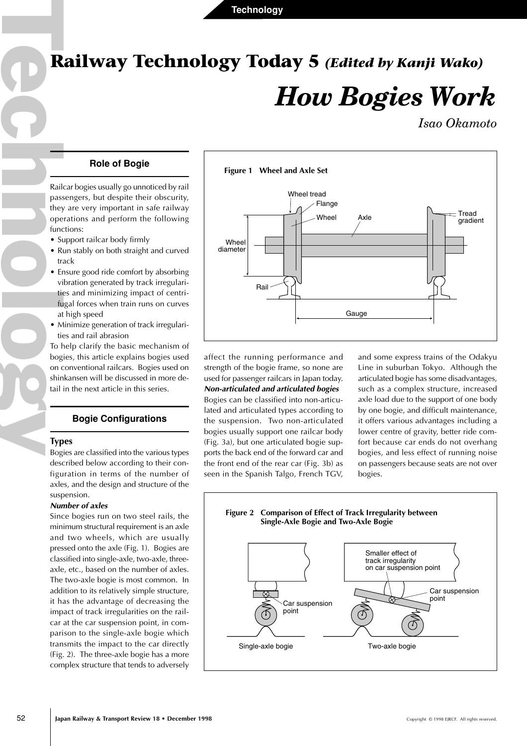# Railway Technology Today 5 *(Edited by Kanji Wako)*

# *How Bogies Work*

*Isao Okamoto*

## Role of Bogie

Railcar bogies usually go unnoticed by rail passengers, but despite their obscurity, they are very important in safe railway operations and perform the following functions:

- Support railcar body firmly
- Run stably on both straight and curved track
- Ensure good ride comfort by absorbing vibration generated by track irregularities and minimizing impact of centrifugal forces when train runs on curves at high speed
- Minimize generation of track irregularities and rail abrasion

To help clarify the basic mechanism of bogies, this article explains bogies used on conventional railcars. Bogies used on shinkansen will be discussed in more detail in the next article in this series.

## Bogie Configurations

### Types

Bogies are classified into the various types described below according to their configuration in terms of the number of axles, and the design and structure of the suspension.

***Number of axles***

Since bogies run on two steel rails, the minimum structural requirement is an axle and two wheels, which are usually pressed onto the axle (Fig. 1). Bogies are classified into single-axle, two-axle, three-axle, etc., based on the number of axles. The two-axle bogie is most common. In addition to its relatively simple structure, it has the advantage of decreasing the impact of track irregularities on the railcar at the car suspension point, in comparison to the single-axle bogie which transmits the impact to the car directly (Fig. 2). The three-axle bogie has a more complex structure that tends to adversely affect the running performance and strength of the bogie frame, so none are used for passenger railcars in Japan today.

***Non-articulated and articulated bogies***

Bogies can be classified into non-articulated and articulated types according to the suspension. Two non-articulated bogies usually support one railcar body (Fig. 3a), but one articulated bogie supports the back end of the forward car and the front end of the rear car (Fig. 3b) as seen in the Spanish Talgo, French TGV, and some express trains of the Odakyu Line in suburban Tokyo. Although the articulated bogie has some disadvantages, such as a complex structure, increased axle load due to the support of one body by one bogie, and difficult maintenance, it offers various advantages including a lower centre of gravity, better ride comfort because car ends do not overhang bogies, and less effect of running noise on passengers because seats are not over bogies.

**Figure 1 Wheel and Axle Set**

Wheel tread, Flange, Wheel, Axle, Tread gradient, Wheel diameter, Rail, Gauge

**Figure 2 Comparison of Effect of Track Irregularity between Single-Axle Bogie and Two-Axle Bogie**

Single-axle bogie: Car suspension point

Two-axle bogie: Smaller effect of track irregularity on car suspension point; Car suspension point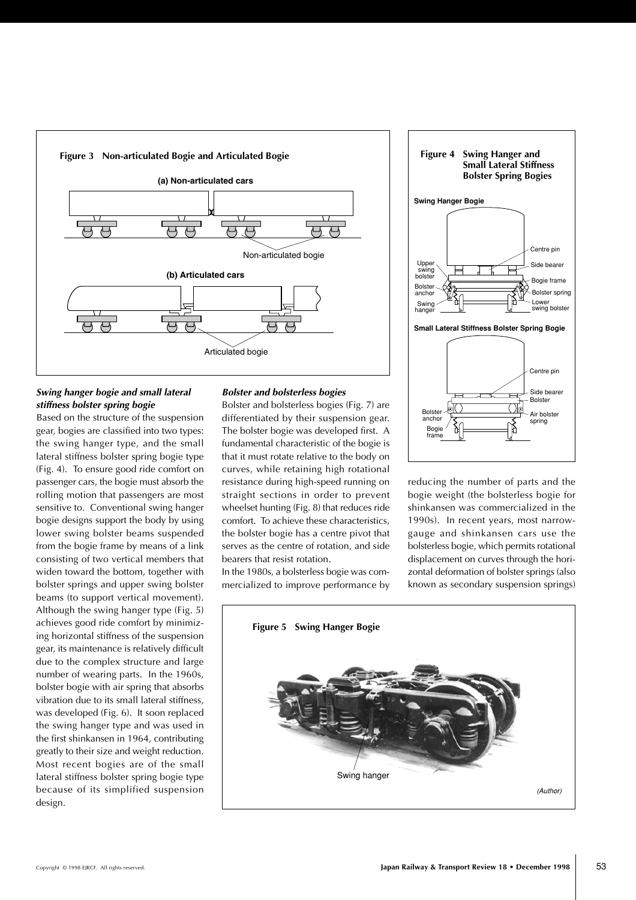**Figure 3 Non-articulated Bogie and Articulated Bogie**

**Figure 4 Swing Hanger and Small Lateral Stiffness Bolster Spring Bogies**

### *Swing hanger bogie and small lateral stiffness bolster spring bogie*

Based on the structure of the suspension gear, bogies are classified into two types: the swing hanger type, and the small lateral stiffness bolster spring bogie type (Fig. 4). To ensure good ride comfort on passenger cars, the bogie must absorb the rolling motion that passengers are most sensitive to. Conventional swing hanger bogie designs support the body by using lower swing bolster beams suspended from the bogie frame by means of a link consisting of two vertical members that widen toward the bottom, together with bolster springs and upper swing bolster beams (to support vertical movement). Although the swing hanger type (Fig. 5) achieves good ride comfort by minimizing horizontal stiffness of the suspension gear, its maintenance is relatively difficult due to the complex structure and large number of wearing parts. In the 1960s, bolster bogie with air spring that absorbs vibration due to its small lateral stiffness, was developed (Fig. 6). It soon replaced the swing hanger type and was used in the first shinkansen in 1964, contributing greatly to their size and weight reduction. Most recent bogies are of the small lateral stiffness bolster spring bogie type because of its simplified suspension design.

### *Bolster and bolsterless bogies*

Bolster and bolsterless bogies (Fig. 7) are differentiated by their suspension gear. The bolster bogie was developed first. A fundamental characteristic of the bogie is that it must rotate relative to the body on curves, while retaining high rotational resistance during high-speed running on straight sections in order to prevent wheelset hunting (Fig. 8) that reduces ride comfort. To achieve these characteristics, the bolster bogie has a centre pivot that serves as the centre of rotation, and side bearers that resist rotation.

In the 1980s, a bolsterless bogie was commercialized to improve performance by reducing the number of parts and the bogie weight (the bolsterless bogie for shinkansen was commercialized in the 1990s). In recent years, most narrow-gauge and shinkansen cars use the bolsterless bogie, which permits rotational displacement on curves through the horizontal deformation of bolster springs (also known as secondary suspension springs)

**Figure 5 Swing Hanger Bogie**

(Author)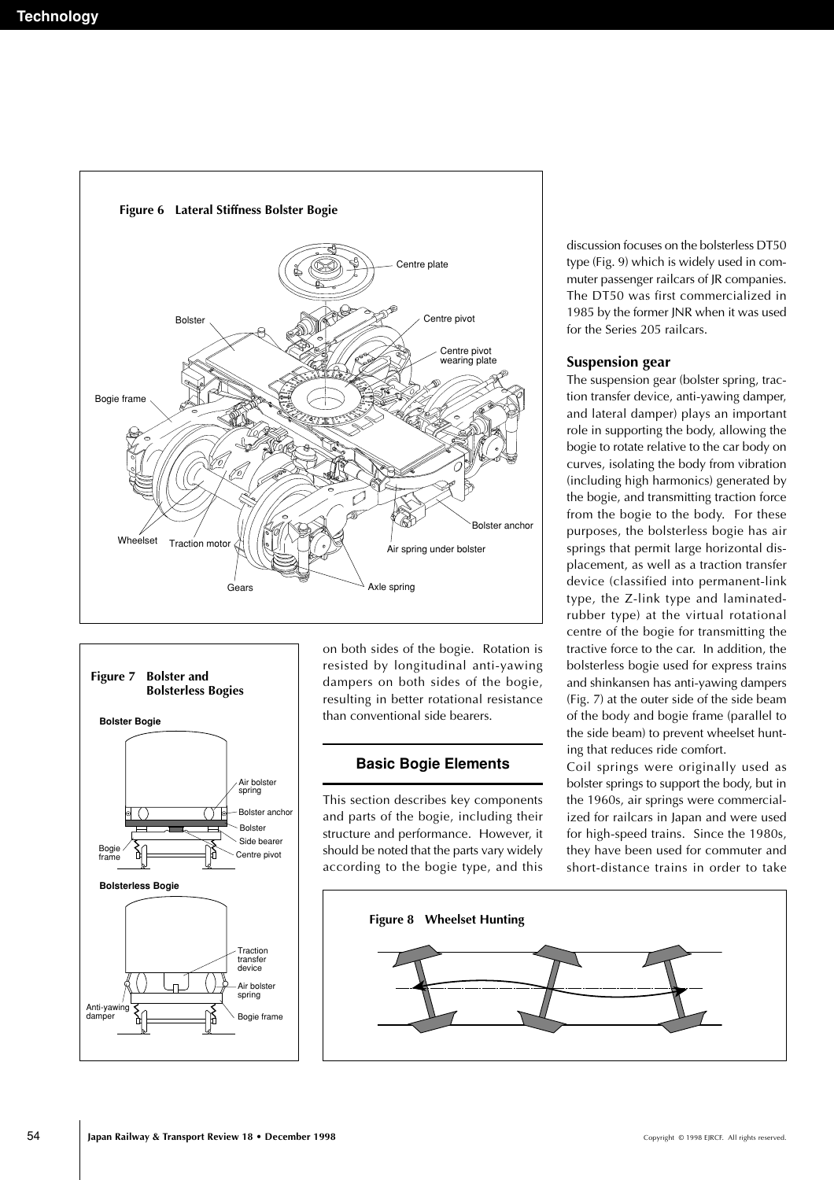Figure 6 Lateral Stiffness Bolster Bogie

Figure 7 Bolster and Bolsterless Bogies

on both sides of the bogie. Rotation is resisted by longitudinal anti-yawing dampers on both sides of the bogie, resulting in better rotational resistance than conventional side bearers.

## Basic Bogie Elements

This section describes key components and parts of the bogie, including their structure and performance. However, it should be noted that the parts vary widely according to the bogie type, and this discussion focuses on the bolsterless DT50 type (Fig. 9) which is widely used in commuter passenger railcars of JR companies. The DT50 was first commercialized in 1985 by the former JNR when it was used for the Series 205 railcars.

### Suspension gear

The suspension gear (bolster spring, traction transfer device, anti-yawing damper, and lateral damper) plays an important role in supporting the body, allowing the bogie to rotate relative to the car body on curves, isolating the body from vibration (including high harmonics) generated by the bogie, and transmitting traction force from the bogie to the body. For these purposes, the bolsterless bogie has air springs that permit large horizontal displacement, as well as a traction transfer device (classified into permanent-link type, the Z-link type and laminated-rubber type) at the virtual rotational centre of the bogie for transmitting the tractive force to the car. In addition, the bolsterless bogie used for express trains and shinkansen has anti-yawing dampers (Fig. 7) at the outer side of the side beam of the body and bogie frame (parallel to the side beam) to prevent wheelset hunting that reduces ride comfort.

Coil springs were originally used as bolster springs to support the body, but in the 1960s, air springs were commercialized for railcars in Japan and were used for high-speed trains. Since the 1980s, they have been used for commuter and short-distance trains in order to take

Figure 8 Wheelset Hunting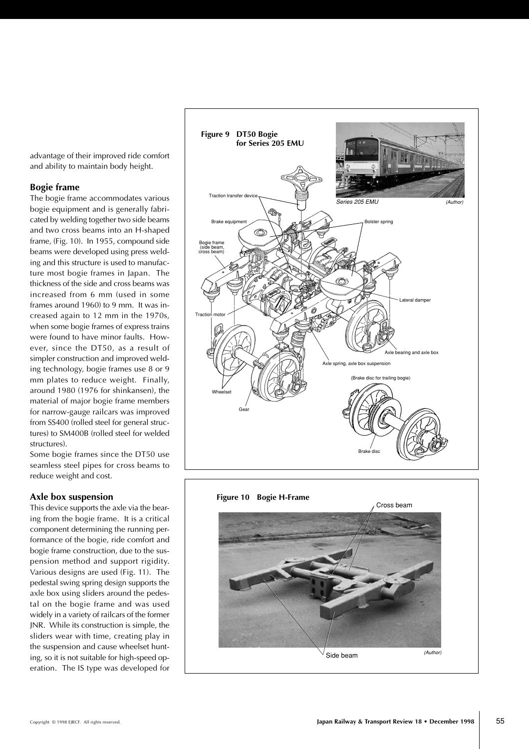advantage of their improved ride comfort and ability to maintain body height.

### Bogie frame

The bogie frame accommodates various bogie equipment and is generally fabricated by welding together two side beams and two cross beams into an H-shaped frame, (Fig. 10). In 1955, compound side beams were developed using press welding and this structure is used to manufacture most bogie frames in Japan. The thickness of the side and cross beams was increased from 6 mm (used in some frames around 1960) to 9 mm. It was increased again to 12 mm in the 1970s, when some bogie frames of express trains were found to have minor faults. However, since the DT50, as a result of simpler construction and improved welding technology, bogie frames use 8 or 9 mm plates to reduce weight. Finally, around 1980 (1976 for shinkansen), the material of major bogie frame members for narrow-gauge railcars was improved from SS400 (rolled steel for general structures) to SM400B (rolled steel for welded structures).

Some bogie frames since the DT50 use seamless steel pipes for cross beams to reduce weight and cost.

### Axle box suspension

This device supports the axle via the bearing from the bogie frame. It is a critical component determining the running performance of the bogie, ride comfort and bogie frame construction, due to the suspension method and support rigidity. Various designs are used (Fig. 11). The pedestal swing spring design supports the axle box using sliders around the pedestal on the bogie frame and was used widely in a variety of railcars of the former JNR. While its construction is simple, the sliders wear with time, creating play in the suspension and cause wheelset hunting, so it is not suitable for high-speed operation. The IS type was developed for

**Figure 9 DT50 Bogie for Series 205 EMU**

Traction transfer device, Brake equipment, Bogie frame (side beam, cross beam), Traction motor, Wheelset, Gear, Bolster spring, Lateral damper, Axle bearing and axle box, Axle spring, axle box suspension, (Brake disc for trailing bogie), Brake disc

*Series 205 EMU* *(Author)*

**Figure 10 Bogie H-Frame**

Cross beam, Side beam

*(Author)*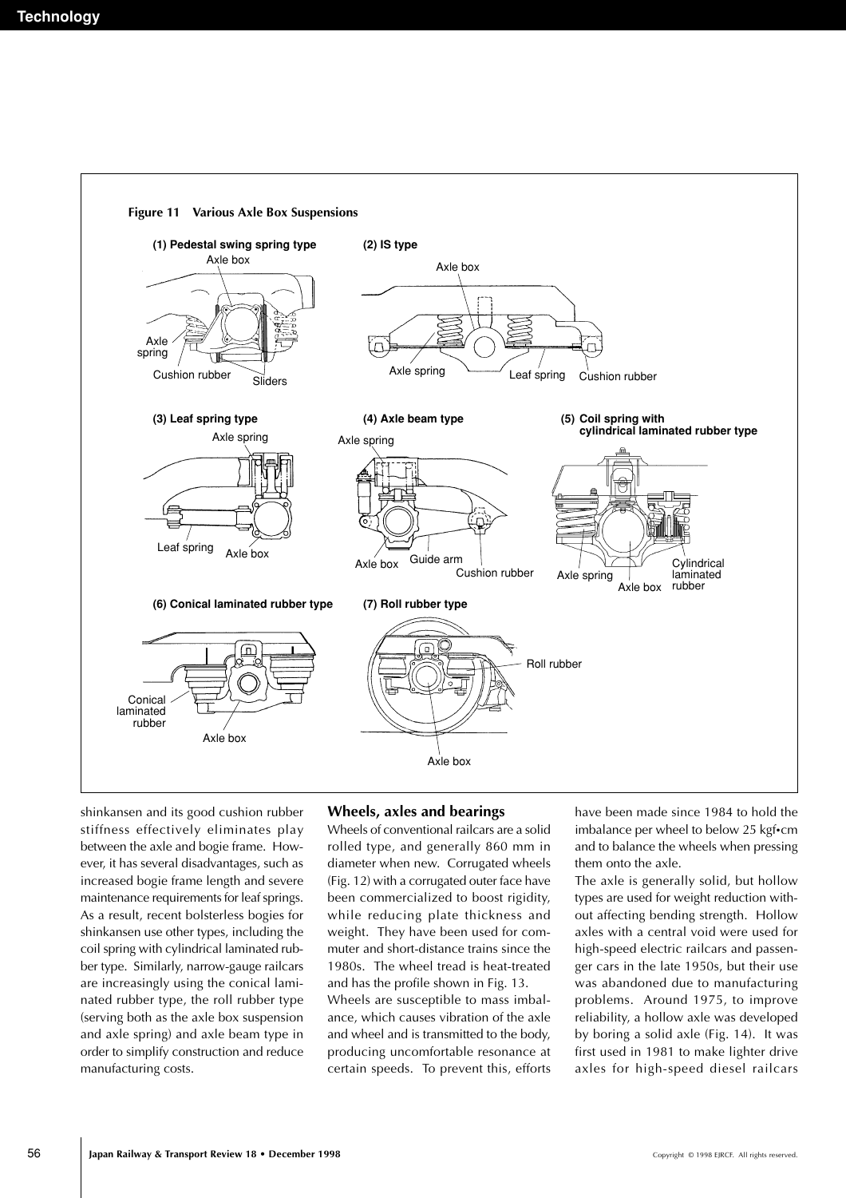Figure 11 Various Axle Box Suspensions

(1) Pedestal swing spring type

(2) IS type

(3) Leaf spring type

(4) Axle beam type

(5) Coil spring with cylindrical laminated rubber type

(6) Conical laminated rubber type

(7) Roll rubber type

shinkansen and its good cushion rubber stiffness effectively eliminates play between the axle and bogie frame. However, it has several disadvantages, such as increased bogie frame length and severe maintenance requirements for leaf springs. As a result, recent bolsterless bogies for shinkansen use other types, including the coil spring with cylindrical laminated rubber type. Similarly, narrow-gauge railcars are increasingly using the conical laminated rubber type, the roll rubber type (serving both as the axle box suspension and axle spring) and axle beam type in order to simplify construction and reduce manufacturing costs.

## Wheels, axles and bearings

Wheels of conventional railcars are a solid rolled type, and generally 860 mm in diameter when new. Corrugated wheels (Fig. 12) with a corrugated outer face have been commercialized to boost rigidity, while reducing plate thickness and weight. They have been used for commuter and short-distance trains since the 1980s. The wheel tread is heat-treated and has the profile shown in Fig. 13.

Wheels are susceptible to mass imbalance, which causes vibration of the axle and wheel and is transmitted to the body, producing uncomfortable resonance at certain speeds. To prevent this, efforts have been made since 1984 to hold the imbalance per wheel to below 25 kgf•cm and to balance the wheels when pressing them onto the axle.

The axle is generally solid, but hollow types are used for weight reduction without affecting bending strength. Hollow axles with a central void were used for high-speed electric railcars and passenger cars in the late 1950s, but their use was abandoned due to manufacturing problems. Around 1975, to improve reliability, a hollow axle was developed by boring a solid axle (Fig. 14). It was first used in 1981 to make lighter drive axles for high-speed diesel railcars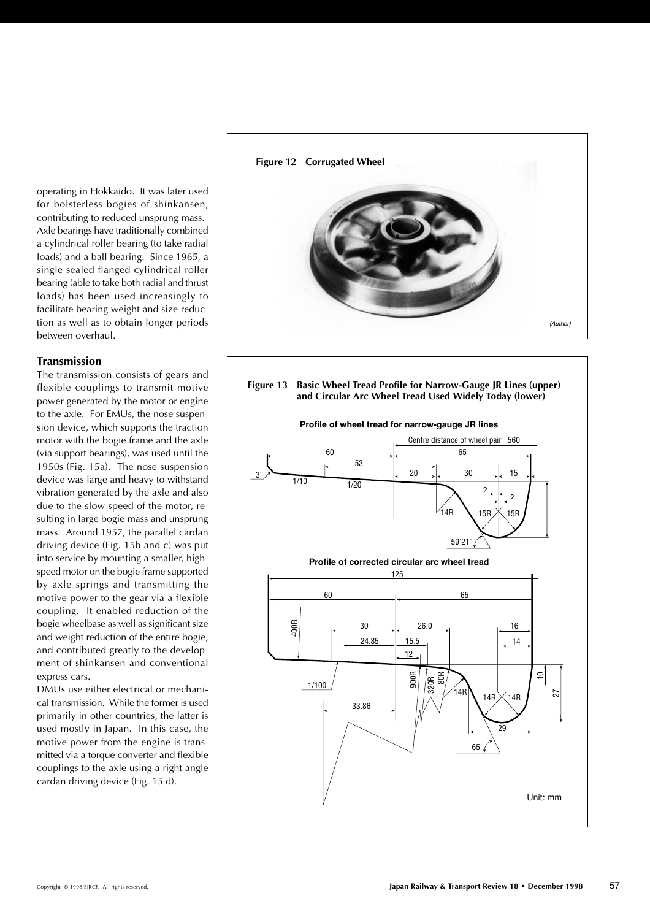operating in Hokkaido. It was later used for bolsterless bogies of shinkansen, contributing to reduced unsprung mass. Axle bearings have traditionally combined a cylindrical roller bearing (to take radial loads) and a ball bearing. Since 1965, a single sealed flanged cylindrical roller bearing (able to take both radial and thrust loads) has been used increasingly to facilitate bearing weight and size reduction as well as to obtain longer periods between overhaul.

## Transmission

The transmission consists of gears and flexible couplings to transmit motive power generated by the motor or engine to the axle. For EMUs, the nose suspension device, which supports the traction motor with the bogie frame and the axle (via support bearings), was used until the 1950s (Fig. 15a). The nose suspension device was large and heavy to withstand vibration generated by the axle and also due to the slow speed of the motor, resulting in large bogie mass and unsprung mass. Around 1957, the parallel cardan driving device (Fig. 15b and c) was put into service by mounting a smaller, high-speed motor on the bogie frame supported by axle springs and transmitting the motive power to the gear via a flexible coupling. It enabled reduction of the bogie wheelbase as well as significant size and weight reduction of the entire bogie, and contributed greatly to the development of shinkansen and conventional express cars.

DMUs use either electrical or mechanical transmission. While the former is used primarily in other countries, the latter is used mostly in Japan. In this case, the motive power from the engine is transmitted via a torque converter and flexible couplings to the axle using a right angle cardan driving device (Fig. 15 d).

**Figure 12 Corrugated Wheel**

*(Author)*

**Figure 13 Basic Wheel Tread Profile for Narrow-Gauge JR Lines (upper) and Circular Arc Wheel Tread Used Widely Today (lower)**

Unit: mm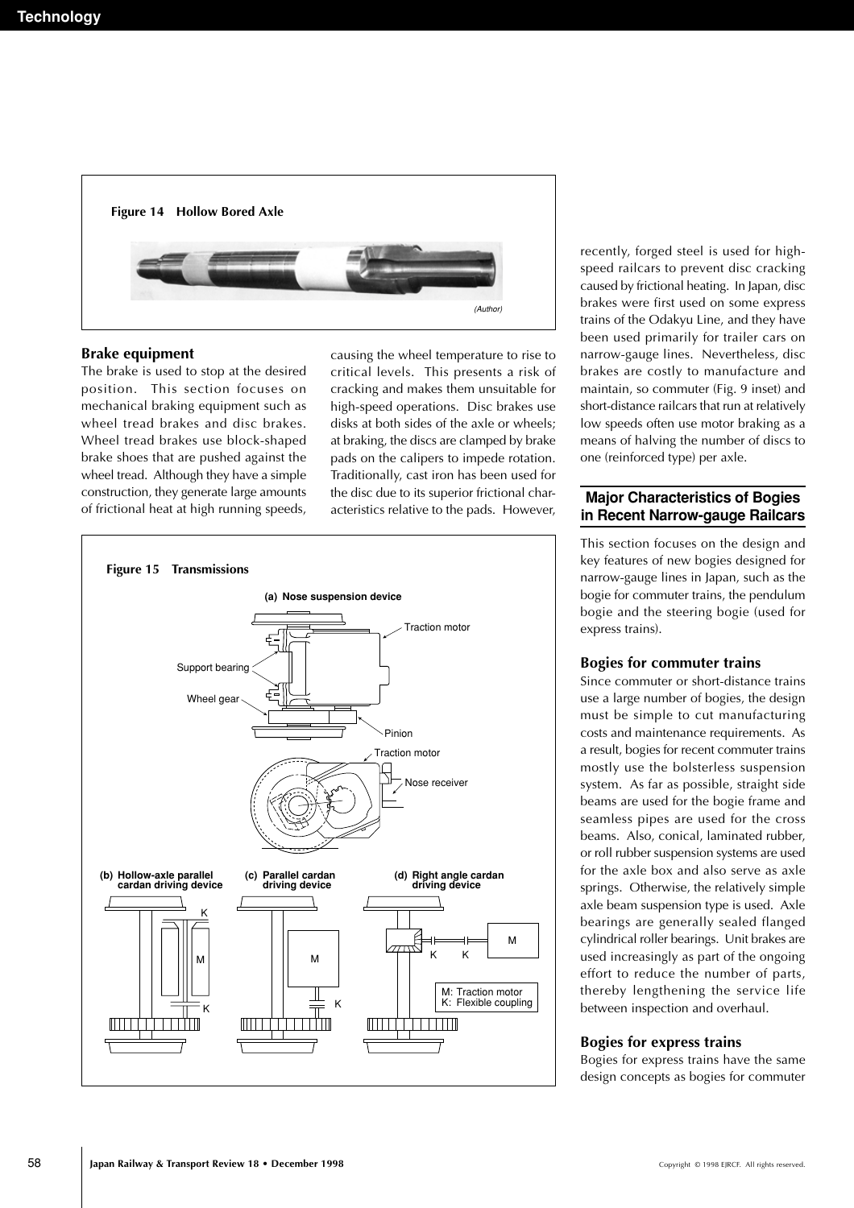Figure 14 Hollow Bored Axle

(Author)

### Brake equipment

The brake is used to stop at the desired position. This section focuses on mechanical braking equipment such as wheel tread brakes and disc brakes. Wheel tread brakes use block-shaped brake shoes that are pushed against the wheel tread. Although they have a simple construction, they generate large amounts of frictional heat at high running speeds, causing the wheel temperature to rise to critical levels. This presents a risk of cracking and makes them unsuitable for high-speed operations. Disc brakes use disks at both sides of the axle or wheels; at braking, the discs are clamped by brake pads on the calipers to impede rotation. Traditionally, cast iron has been used for the disc due to its superior frictional characteristics relative to the pads. However, recently, forged steel is used for high-speed railcars to prevent disc cracking caused by frictional heating. In Japan, disc brakes were first used on some express trains of the Odakyu Line, and they have been used primarily for trailer cars on narrow-gauge lines. Nevertheless, disc brakes are costly to manufacture and maintain, so commuter (Fig. 9 inset) and short-distance railcars that run at relatively low speeds often use motor braking as a means of halving the number of discs to one (reinforced type) per axle.

Figure 15 Transmissions

(a) Nose suspension device — Traction motor, Support bearing, Wheel gear, Pinion, Traction motor, Nose receiver

(b) Hollow-axle parallel cardan driving device

(c) Parallel cardan driving device

(d) Right angle cardan driving device

M: Traction motor
K: Flexible coupling

## Major Characteristics of Bogies in Recent Narrow-gauge Railcars

This section focuses on the design and key features of new bogies designed for narrow-gauge lines in Japan, such as the bogie for commuter trains, the pendulum bogie and the steering bogie (used for express trains).

### Bogies for commuter trains

Since commuter or short-distance trains use a large number of bogies, the design must be simple to cut manufacturing costs and maintenance requirements. As a result, bogies for recent commuter trains mostly use the bolsterless suspension system. As far as possible, straight side beams are used for the bogie frame and seamless pipes are used for the cross beams. Also, conical, laminated rubber, or roll rubber suspension systems are used for the axle box and also serve as axle springs. Otherwise, the relatively simple axle beam suspension type is used. Axle bearings are generally sealed flanged cylindrical roller bearings. Unit brakes are used increasingly as part of the ongoing effort to reduce the number of parts, thereby lengthening the service life between inspection and overhaul.

### Bogies for express trains

Bogies for express trains have the same design concepts as bogies for commuter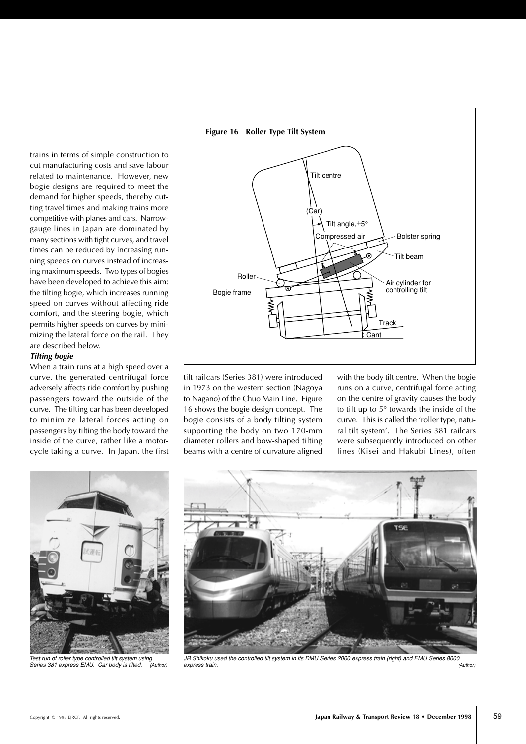trains in terms of simple construction to cut manufacturing costs and save labour related to maintenance. However, new bogie designs are required to meet the demand for higher speeds, thereby cutting travel times and making trains more competitive with planes and cars. Narrow-gauge lines in Japan are dominated by many sections with tight curves, and travel times can be reduced by increasing running speeds on curves instead of increasing maximum speeds. Two types of bogies have been developed to achieve this aim: the tilting bogie, which increases running speed on curves without affecting ride comfort, and the steering bogie, which permits higher speeds on curves by minimizing the lateral force on the rail. They are described below.

***Tilting bogie***

When a train runs at a high speed over a curve, the generated centrifugal force adversely affects ride comfort by pushing passengers toward the outside of the curve. The tilting car has been developed to minimize lateral forces acting on passengers by tilting the body toward the inside of the curve, rather like a motorcycle taking a curve. In Japan, the first tilt railcars (Series 381) were introduced in 1973 on the western section (Nagoya to Nagano) of the Chuo Main Line. Figure 16 shows the bogie design concept. The bogie consists of a body tilting system supporting the body on two 170-mm diameter rollers and bow-shaped tilting beams with a centre of curvature aligned with the body tilt centre. When the bogie runs on a curve, centrifugal force acting on the centre of gravity causes the body to tilt up to 5° towards the inside of the curve. This is called the 'roller type, natural tilt system'. The Series 381 railcars were subsequently introduced on other lines (Kisei and Hakubi Lines), often

**Figure 16 Roller Type Tilt System**

Tilt centre, (Car), Tilt angle, ±5°, Compressed air, Bolster spring, Tilt beam, Roller, Bogie frame, Air cylinder for controlling tilt, Track, Cant

Test run of roller type controlled tilt system using Series 381 express EMU. Car body is tilted. *(Author)*

JR Shikoku used the controlled tilt system in its DMU Series 2000 express train (right) and EMU Series 8000 express train. *(Author)*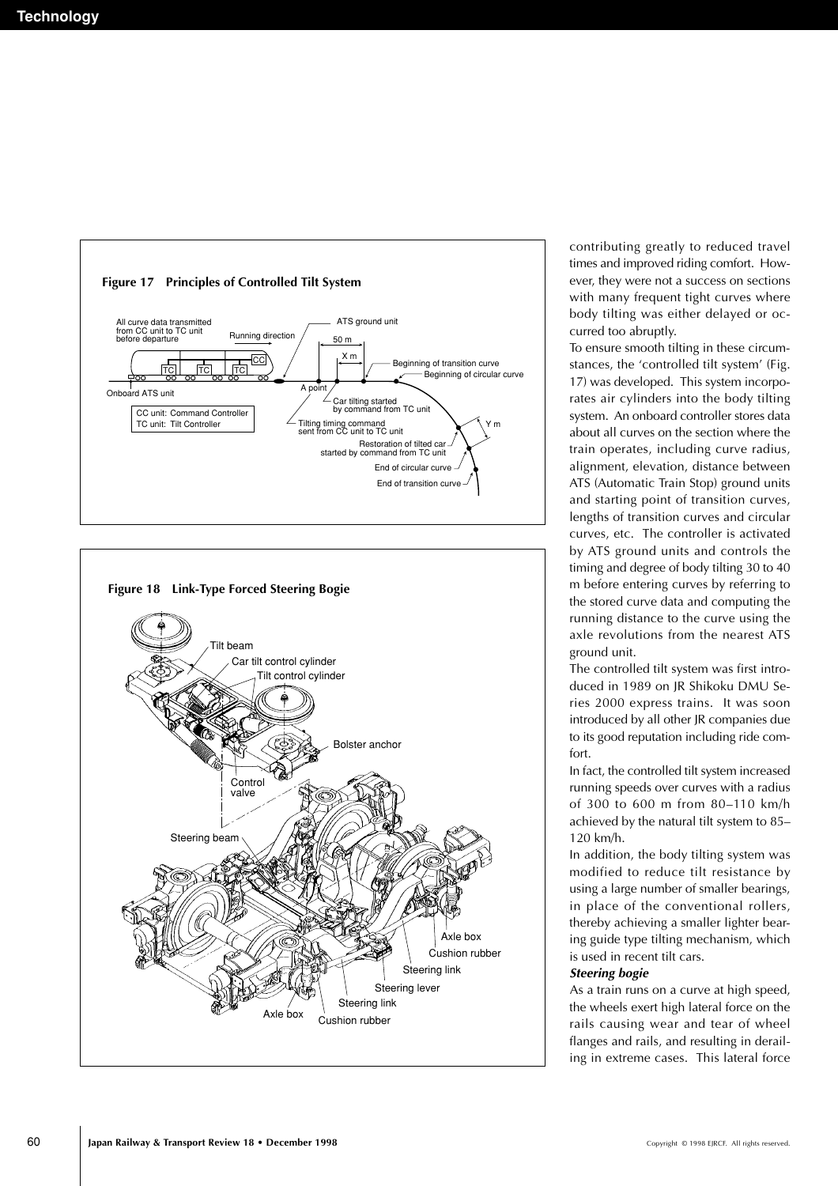**Figure 17 Principles of Controlled Tilt System**

All curve data transmitted from CC unit to TC unit before departure

Running direction

ATS ground unit

50 m

X m

Beginning of transition curve

Beginning of circular curve

Onboard ATS unit

A point

Car tilting started by command from TC unit

CC unit: Command Controller
TC unit: Tilt Controller

Tilting timing command sent from CC unit to TC unit

Y m

Restoration of tilted car started by command from TC unit

End of circular curve

End of transition curve

**Figure 18 Link-Type Forced Steering Bogie**

Tilt beam

Car tilt control cylinder

Tilt control cylinder

Bolster anchor

Control valve

Steering beam

Axle box

Cushion rubber

Steering link

Steering lever

Steering link

Axle box

Cushion rubber

contributing greatly to reduced travel times and improved riding comfort. However, they were not a success on sections with many frequent tight curves where body tilting was either delayed or occurred too abruptly.

To ensure smooth tilting in these circumstances, the 'controlled tilt system' (Fig. 17) was developed. This system incorporates air cylinders into the body tilting system. An onboard controller stores data about all curves on the section where the train operates, including curve radius, alignment, elevation, distance between ATS (Automatic Train Stop) ground units and starting point of transition curves, lengths of transition curves and circular curves, etc. The controller is activated by ATS ground units and controls the timing and degree of body tilting 30 to 40 m before entering curves by referring to the stored curve data and computing the running distance to the curve using the axle revolutions from the nearest ATS ground unit.

The controlled tilt system was first introduced in 1989 on JR Shikoku DMU Series 2000 express trains. It was soon introduced by all other JR companies due to its good reputation including ride comfort.

In fact, the controlled tilt system increased running speeds over curves with a radius of 300 to 600 m from 80–110 km/h achieved by the natural tilt system to 85–120 km/h.

In addition, the body tilting system was modified to reduce tilt resistance by using a large number of smaller bearings, in place of the conventional rollers, thereby achieving a smaller lighter bearing guide type tilting mechanism, which is used in recent tilt cars.

***Steering bogie***

As a train runs on a curve at high speed, the wheels exert high lateral force on the rails causing wear and tear of wheel flanges and rails, and resulting in derailing in extreme cases. This lateral force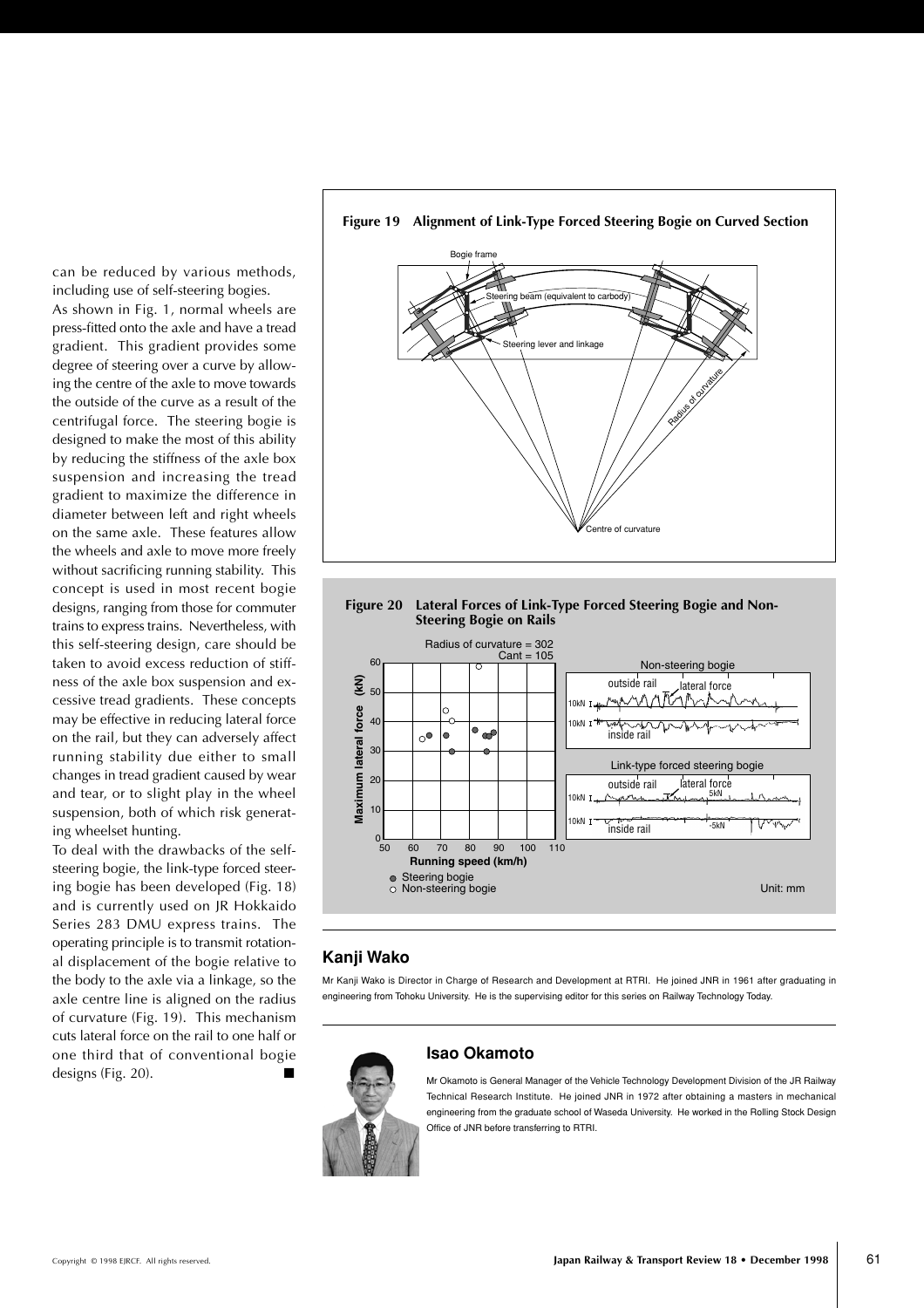can be reduced by various methods, including use of self-steering bogies.

As shown in Fig. 1, normal wheels are press-fitted onto the axle and have a tread gradient. This gradient provides some degree of steering over a curve by allowing the centre of the axle to move towards the outside of the curve as a result of the centrifugal force. The steering bogie is designed to make the most of this ability by reducing the stiffness of the axle box suspension and increasing the tread gradient to maximize the difference in diameter between left and right wheels on the same axle. These features allow the wheels and axle to move more freely without sacrificing running stability. This concept is used in most recent bogie designs, ranging from those for commuter trains to express trains. Nevertheless, with this self-steering design, care should be taken to avoid excess reduction of stiffness of the axle box suspension and excessive tread gradients. These concepts may be effective in reducing lateral force on the rail, but they can adversely affect running stability due either to small changes in tread gradient caused by wear and tear, or to slight play in the wheel suspension, both of which risk generating wheelset hunting.

To deal with the drawbacks of the self-steering bogie, the link-type forced steering bogie has been developed (Fig. 18) and is currently used on JR Hokkaido Series 283 DMU express trains. The operating principle is to transmit rotational displacement of the bogie relative to the body to the axle via a linkage, so the axle centre line is aligned on the radius of curvature (Fig. 19). This mechanism cuts lateral force on the rail to one half or one third that of conventional bogie designs (Fig. 20). ■

**Figure 19 Alignment of Link-Type Forced Steering Bogie on Curved Section**

Bogie frame

Steering beam (equivalent to carbody)

Steering lever and linkage

Radius of curvature

Centre of curvature

**Figure 20 Lateral Forces of Link-Type Forced Steering Bogie and Non-Steering Bogie on Rails**

Radius of curvature = 302

Cant = 105

Maximum lateral force (kN)

0
10
20
30
40
50
60

50 60 70 80 90 100 110

Running speed (km/h)

● Steering bogie

○ Non-steering bogie

Non-steering bogie

outside rail

lateral force

10kN

10kN

inside rail

Link-type forced steering bogie

outside rail

lateral force

5kN

10kN

10kN

inside rail

-5kN

Unit: mm

## Kanji Wako

Mr Kanji Wako is Director in Charge of Research and Development at RTRI. He joined JNR in 1961 after graduating in engineering from Tohoku University. He is the supervising editor for this series on Railway Technology Today.

## Isao Okamoto

Mr Okamoto is General Manager of the Vehicle Technology Development Division of the JR Railway Technical Research Institute. He joined JNR in 1972 after obtaining a masters in mechanical engineering from the graduate school of Waseda University. He worked in the Rolling Stock Design Office of JNR before transferring to RTRI.